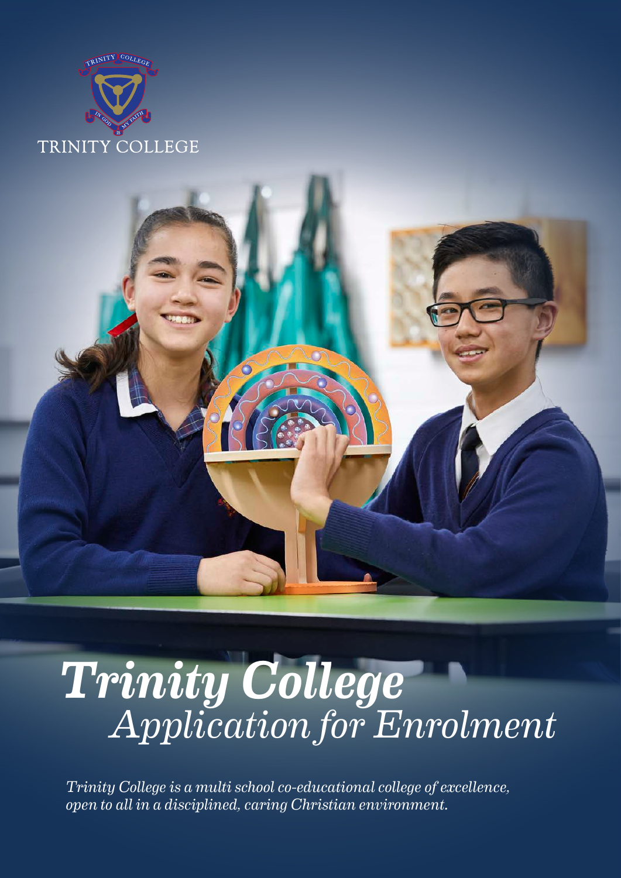TRINITY COLLEGE

# *Trinity College*
## *Application for Enrolment*

*Trinity College is a multi school co-educational college of excellence, open to all in a disciplined, caring Christian environment.*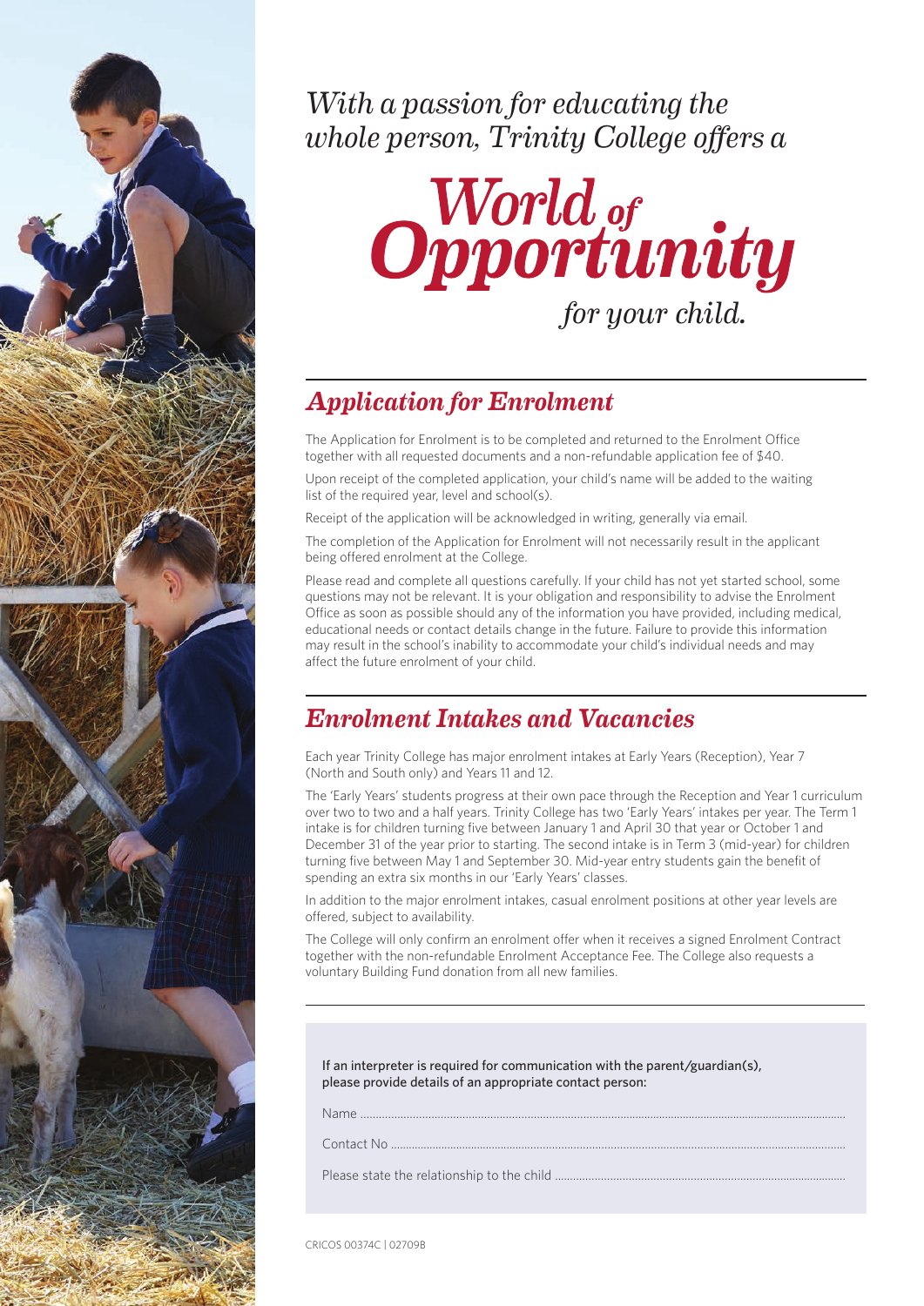*With a passion for educating the whole person, Trinity College offers a*

# *World of Opportunity*

*for your child.*

## *Application for Enrolment*

The Application for Enrolment is to be completed and returned to the Enrolment Office together with all requested documents and a non-refundable application fee of $40.

Upon receipt of the completed application, your child's name will be added to the waiting list of the required year, level and school(s).

Receipt of the application will be acknowledged in writing, generally via email.

The completion of the Application for Enrolment will not necessarily result in the applicant being offered enrolment at the College.

Please read and complete all questions carefully. If your child has not yet started school, some questions may not be relevant. It is your obligation and responsibility to advise the Enrolment Office as soon as possible should any of the information you have provided, including medical, educational needs or contact details change in the future. Failure to provide this information may result in the school's inability to accommodate your child's individual needs and may affect the future enrolment of your child.

## *Enrolment Intakes and Vacancies*

Each year Trinity College has major enrolment intakes at Early Years (Reception), Year 7 (North and South only) and Years 11 and 12.

The 'Early Years' students progress at their own pace through the Reception and Year 1 curriculum over two to two and a half years. Trinity College has two 'Early Years' intakes per year. The Term 1 intake is for children turning five between January 1 and April 30 that year or October 1 and December 31 of the year prior to starting. The second intake is in Term 3 (mid-year) for children turning five between May 1 and September 30. Mid-year entry students gain the benefit of spending an extra six months in our 'Early Years' classes.

In addition to the major enrolment intakes, casual enrolment positions at other year levels are offered, subject to availability.

The College will only confirm an enrolment offer when it receives a signed Enrolment Contract together with the non-refundable Enrolment Acceptance Fee. The College also requests a voluntary Building Fund donation from all new families.

If an interpreter is required for communication with the parent/guardian(s), please provide details of an appropriate contact person:

Name ..........................................................................................................................................

Contact No ..................................................................................................................................

Please state the relationship to the child ......................................................................................

CRICOS 00374C | 02709B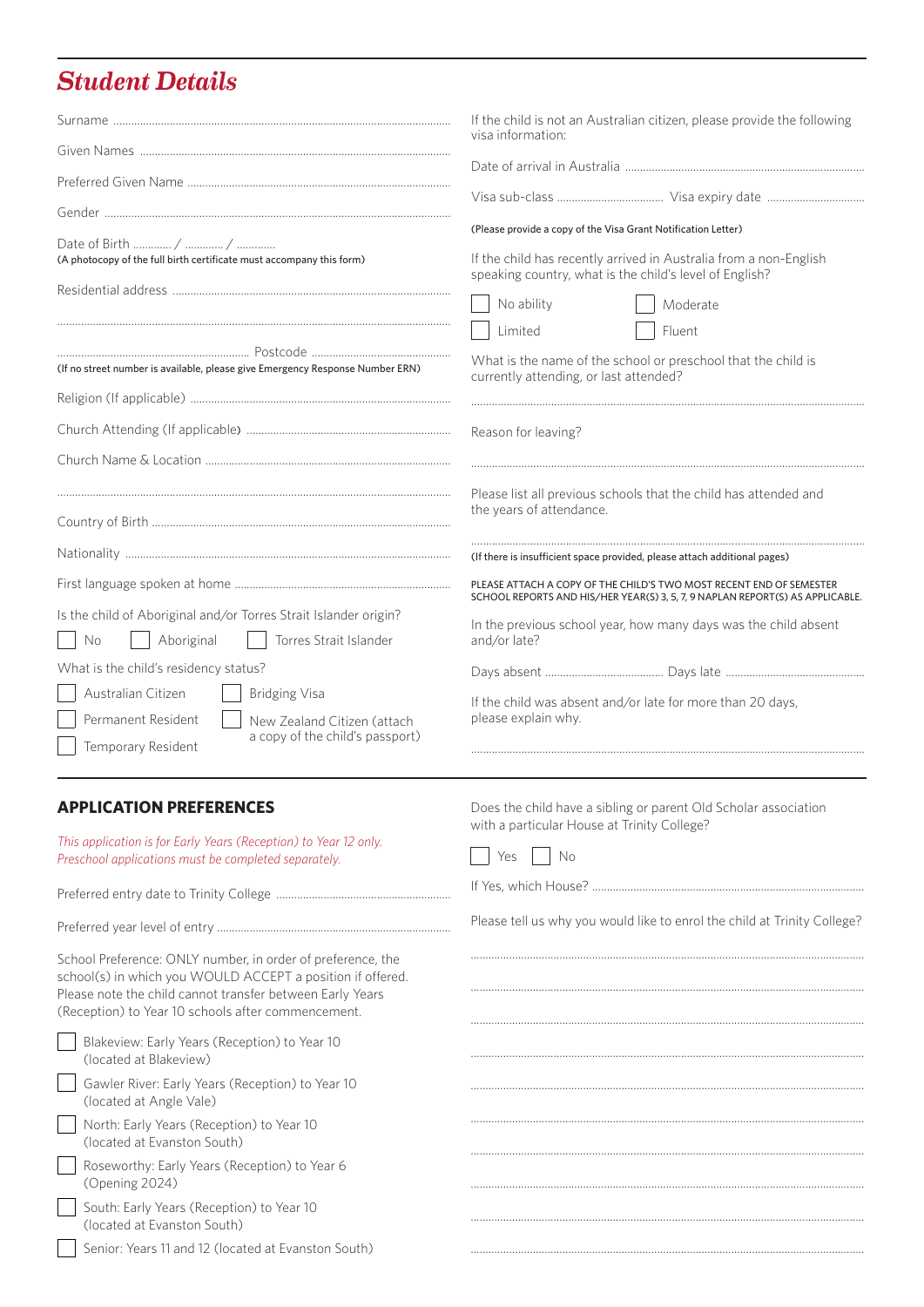## *Student Details*

Surname ..................................................................................................

Given Names ..........................................................................................

Preferred Given Name ...........................................................................

Gender ....................................................................................................

Date of Birth ............ / ............ / ............
(A photocopy of the full birth certificate must accompany this form)

Residential address ...............................................................................

..................................................................................................................

.................................................................. Postcode ..................................
(If no street number is available, please give Emergency Response Number ERN)

Religion (If applicable) ..........................................................................

Church Attending (If applicable) ........................................................

Church Name & Location .....................................................................

..................................................................................................................

Country of Birth .....................................................................................

Nationality ..............................................................................................

First language spoken at home ...........................................................

Is the child of Aboriginal and/or Torres Strait Islander origin?

☐ No ☐ Aboriginal ☐ Torres Strait Islander

What is the child's residency status?

☐ Australian Citizen
☐ Bridging Visa
☐ Permanent Resident
☐ New Zealand Citizen (attach a copy of the child's passport)
☐ Temporary Resident

If the child is not an Australian citizen, please provide the following visa information:

Date of arrival in Australia ..................................................................

Visa sub-class .................................... Visa expiry date .................................

(Please provide a copy of the Visa Grant Notification Letter)

If the child has recently arrived in Australia from a non-English speaking country, what is the child's level of English?

☐ No ability ☐ Moderate
☐ Limited ☐ Fluent

What is the name of the school or preschool that the child is currently attending, or last attended?

..................................................................................................................

Reason for leaving?

..................................................................................................................

Please list all previous schools that the child has attended and the years of attendance.

..................................................................................................................
(If there is insufficient space provided, please attach additional pages)

PLEASE ATTACH A COPY OF THE CHILD'S TWO MOST RECENT END OF SEMESTER SCHOOL REPORTS AND HIS/HER YEAR(S) 3, 5, 7, 9 NAPLAN REPORT(S) AS APPLICABLE.

In the previous school year, how many days was the child absent and/or late?

Days absent ........................................ Days late ...............................................

If the child was absent and/or late for more than 20 days, please explain why.

..................................................................................................................

## APPLICATION PREFERENCES

*This application is for Early Years (Reception) to Year 12 only. Preschool applications must be completed separately.*

Preferred entry date to Trinity College ..............................................

Preferred year level of entry ................................................................

School Preference: ONLY number, in order of preference, the school(s) in which you WOULD ACCEPT a position if offered. Please note the child cannot transfer between Early Years (Reception) to Year 10 schools after commencement.

☐ Blakeview: Early Years (Reception) to Year 10 (located at Blakeview)
☐ Gawler River: Early Years (Reception) to Year 10 (located at Angle Vale)
☐ North: Early Years (Reception) to Year 10 (located at Evanston South)
☐ Roseworthy: Early Years (Reception) to Year 6 (Opening 2024)
☐ South: Early Years (Reception) to Year 10 (located at Evanston South)
☐ Senior: Years 11 and 12 (located at Evanston South)

Does the child have a sibling or parent Old Scholar association with a particular House at Trinity College?

☐ Yes ☐ No

If Yes, which House? .............................................................................

Please tell us why you would like to enrol the child at Trinity College?

..................................................................................................................

..................................................................................................................

..................................................................................................................

..................................................................................................................

..................................................................................................................

..................................................................................................................

..................................................................................................................

..................................................................................................................

..................................................................................................................

..................................................................................................................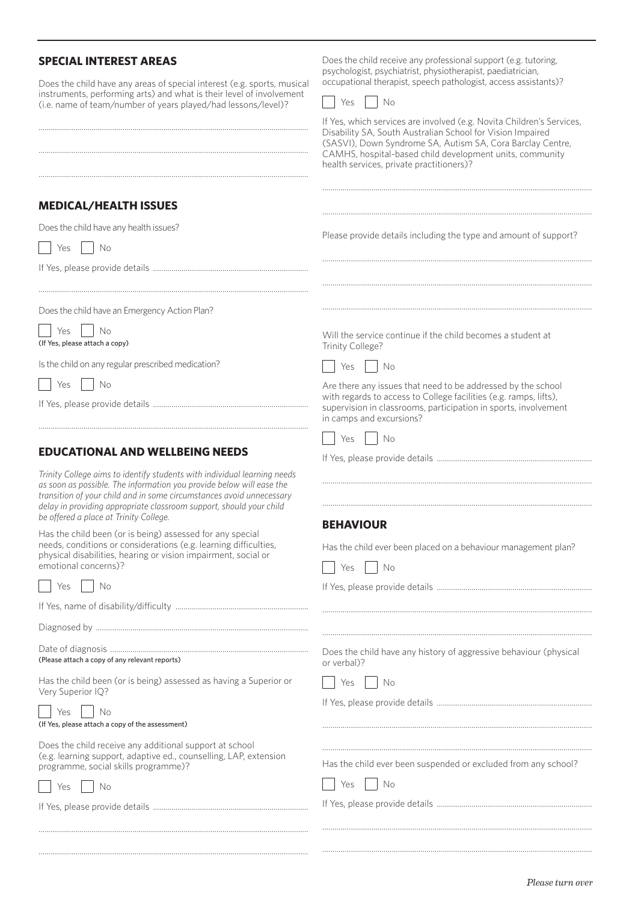## SPECIAL INTEREST AREAS

Does the child have any areas of special interest (e.g. sports, musical instruments, performing arts) and what is their level of involvement (i.e. name of team/number of years played/had lessons/level)?

..................................................................................................................

..................................................................................................................

..................................................................................................................

## MEDICAL/HEALTH ISSUES

Does the child have any health issues?

☐ Yes ☐ No

If Yes, please provide details ..........................................................................

..................................................................................................................

Does the child have an Emergency Action Plan?

☐ Yes ☐ No
**(If Yes, please attach a copy)**

Is the child on any regular prescribed medication?

☐ Yes ☐ No

If Yes, please provide details ..........................................................................

..................................................................................................................

## EDUCATIONAL AND WELLBEING NEEDS

*Trinity College aims to identify students with individual learning needs as soon as possible. The information you provide below will ease the transition of your child and in some circumstances avoid unnecessary delay in providing appropriate classroom support, should your child be offered a place at Trinity College.*

Has the child been (or is being) assessed for any special needs, conditions or considerations (e.g. learning difficulties, physical disabilities, hearing or vision impairment, social or emotional concerns)?

☐ Yes ☐ No

If Yes, name of disability/difficulty ...............................................................

Diagnosed by .......................................................................................

Date of diagnosis ..................................................................................
**(Please attach a copy of any relevant reports)**

Has the child been (or is being) assessed as having a Superior or Very Superior IQ?

☐ Yes ☐ No
**(If Yes, please attach a copy of the assessment)**

Does the child receive any additional support at school (e.g. learning support, adaptive ed., counselling, LAP, extension programme, social skills programme)?

☐ Yes ☐ No

If Yes, please provide details ..........................................................................

..................................................................................................................

..................................................................................................................

Does the child receive any professional support (e.g. tutoring, psychologist, psychiatrist, physiotherapist, paediatrician, occupational therapist, speech pathologist, access assistants)?

☐ Yes ☐ No

If Yes, which services are involved (e.g. Novita Children's Services, Disability SA, South Australian School for Vision Impaired (SASVI), Down Syndrome SA, Autism SA, Cora Barclay Centre, CAMHS, hospital-based child development units, community health services, private practitioners)?

..................................................................................................................

..................................................................................................................

Please provide details including the type and amount of support?

..................................................................................................................

..................................................................................................................

..................................................................................................................

Will the service continue if the child becomes a student at Trinity College?

☐ Yes ☐ No

Are there any issues that need to be addressed by the school with regards to access to College facilities (e.g. ramps, lifts), supervision in classrooms, participation in sports, involvement in camps and excursions?

☐ Yes ☐ No

If Yes, please provide details ..........................................................................

..................................................................................................................

..................................................................................................................

## BEHAVIOUR

Has the child ever been placed on a behaviour management plan?

☐ Yes ☐ No

If Yes, please provide details ..........................................................................

..................................................................................................................

..................................................................................................................

Does the child have any history of aggressive behaviour (physical or verbal)?

☐ Yes ☐ No

If Yes, please provide details ..........................................................................

..................................................................................................................

..................................................................................................................

Has the child ever been suspended or excluded from any school?

☐ Yes ☐ No

If Yes, please provide details ..........................................................................

..................................................................................................................

..................................................................................................................

*Please turn over*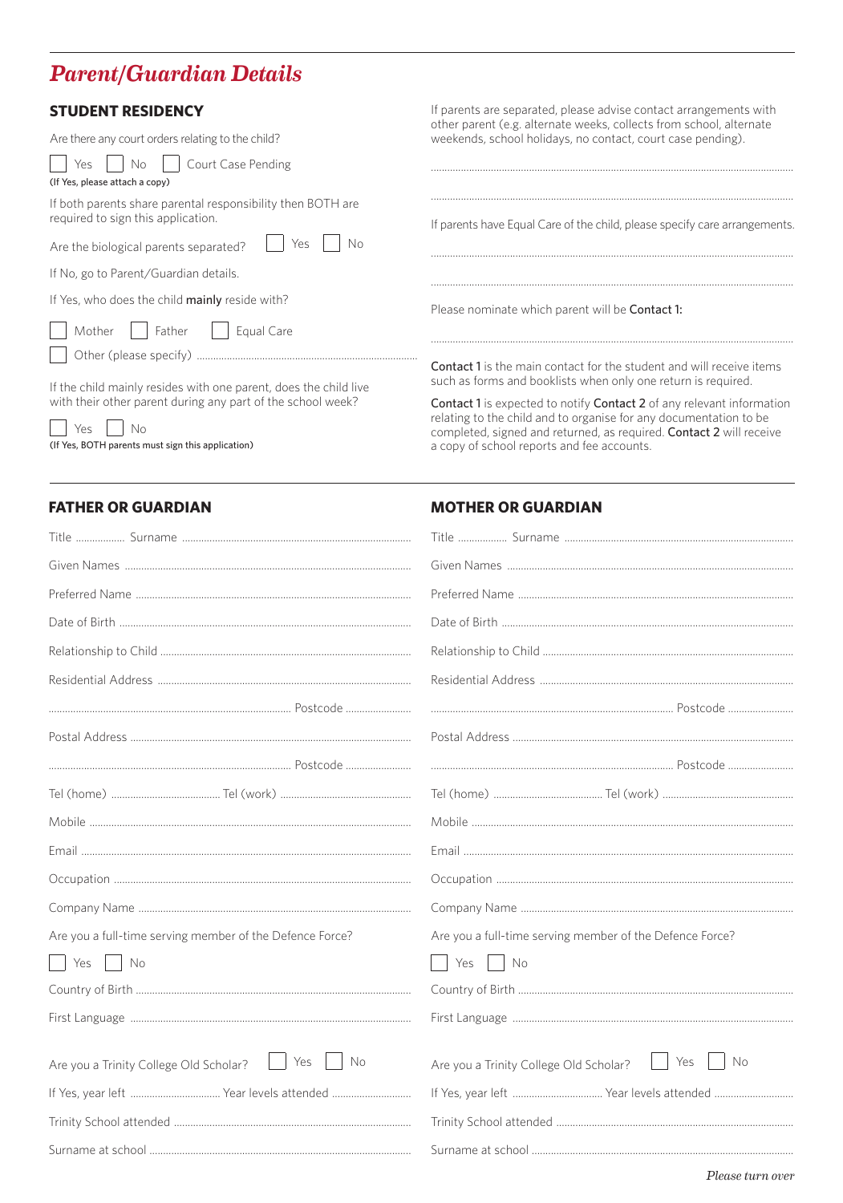# *Parent/Guardian Details*

## STUDENT RESIDENCY

Are there any court orders relating to the child?

☐ Yes ☐ No ☐ Court Case Pending

(If Yes, please attach a copy)

If both parents share parental responsibility then BOTH are required to sign this application.

Are the biological parents separated? ☐ Yes ☐ No

If No, go to Parent/Guardian details.

If Yes, who does the child **mainly** reside with?

☐ Mother ☐ Father ☐ Equal Care

☐ Other (please specify) ..................................................................................

If the child mainly resides with one parent, does the child live with their other parent during any part of the school week?

☐ Yes ☐ No

(If Yes, BOTH parents must sign this application)

If parents are separated, please advise contact arrangements with other parent (e.g. alternate weeks, collects from school, alternate weekends, school holidays, no contact, court case pending).

..................................................................................................................................

..................................................................................................................................

If parents have Equal Care of the child, please specify care arrangements.

..................................................................................................................................

..................................................................................................................................

Please nominate which parent will be **Contact 1:**

..................................................................................................................................

**Contact 1** is the main contact for the student and will receive items such as forms and booklists when only one return is required.

**Contact 1** is expected to notify **Contact 2** of any relevant information relating to the child and to organise for any documentation to be completed, signed and returned, as required. **Contact 2** will receive a copy of school reports and fee accounts.

## FATHER OR GUARDIAN

Title .................. Surname ....................................................................................

Given Names ..........................................................................................................

Preferred Name ......................................................................................................

Date of Birth ...........................................................................................................

Relationship to Child ...............................................................................................

Residential Address ................................................................................................

.......................................................................................... Postcode .......................

Postal Address ........................................................................................................

.......................................................................................... Postcode .......................

Tel (home) ........................................ Tel (work) ................................................

Mobile .....................................................................................................................

Email .......................................................................................................................

Occupation ..............................................................................................................

Company Name .......................................................................................................

Are you a full-time serving member of the Defence Force?

☐ Yes ☐ No

Country of Birth .......................................................................................................

First Language .........................................................................................................

Are you a Trinity College Old Scholar? ☐ Yes ☐ No

If Yes, year left ................................. Year levels attended .............................

Trinity School attended ...........................................................................................

Surname at school ...................................................................................................

## MOTHER OR GUARDIAN

Title .................. Surname ....................................................................................

Given Names ..........................................................................................................

Preferred Name ......................................................................................................

Date of Birth ...........................................................................................................

Relationship to Child ...............................................................................................

Residential Address ................................................................................................

.......................................................................................... Postcode .......................

Postal Address ........................................................................................................

.......................................................................................... Postcode .......................

Tel (home) ........................................ Tel (work) ................................................

Mobile .....................................................................................................................

Email .......................................................................................................................

Occupation ..............................................................................................................

Company Name .......................................................................................................

Are you a full-time serving member of the Defence Force?

☐ Yes ☐ No

Country of Birth .......................................................................................................

First Language .........................................................................................................

Are you a Trinity College Old Scholar? ☐ Yes ☐ No

If Yes, year left ................................. Year levels attended .............................

Trinity School attended ...........................................................................................

Surname at school ...................................................................................................

*Please turn over*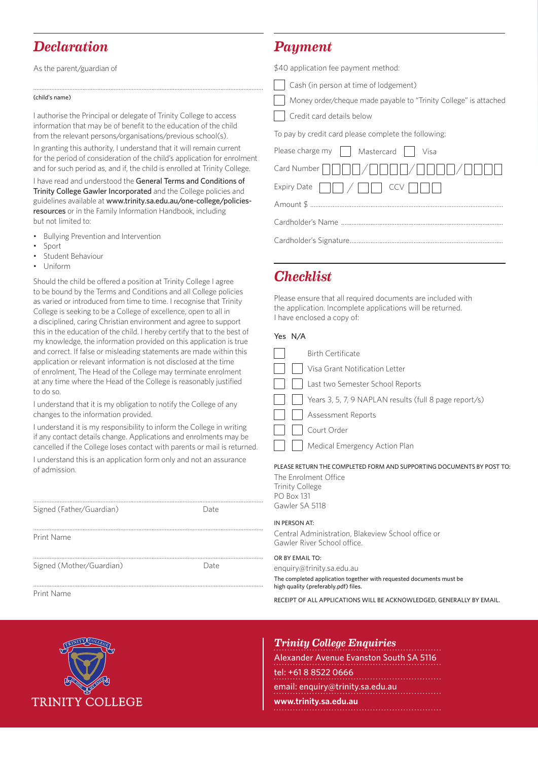## Declaration

As the parent/guardian of

..............................................................................................................................

(child's name)

I authorise the Principal or delegate of Trinity College to access information that may be of benefit to the education of the child from the relevant persons/organisations/previous school(s).

In granting this authority, I understand that it will remain current for the period of consideration of the child's application for enrolment and for such period as, and if, the child is enrolled at Trinity College.

I have read and understood the General Terms and Conditions of Trinity College Gawler Incorporated and the College policies and guidelines available at www.trinity.sa.edu.au/one-college/policies-resources or in the Family Information Handbook, including but not limited to:

- Bullying Prevention and Intervention
- Sport
- Student Behaviour
- Uniform

Should the child be offered a position at Trinity College I agree to be bound by the Terms and Conditions and all College policies as varied or introduced from time to time. I recognise that Trinity College is seeking to be a College of excellence, open to all in a disciplined, caring Christian environment and agree to support this in the education of the child. I hereby certify that to the best of my knowledge, the information provided on this application is true and correct. If false or misleading statements are made within this application or relevant information is not disclosed at the time of enrolment, The Head of the College may terminate enrolment at any time where the Head of the College is reasonably justified to do so.

I understand that it is my obligation to notify the College of any changes to the information provided.

I understand it is my responsibility to inform the College in writing if any contact details change. Applications and enrolments may be cancelled if the College loses contact with parents or mail is returned.

I understand this is an application form only and not an assurance of admission.

..............................................................................................................................

Signed (Father/Guardian) Date

..............................................................................................................................

Print Name

..............................................................................................................................

Signed (Mother/Guardian) Date

..............................................................................................................................

Print Name

## Payment

$40 application fee payment method:

☐ Cash (in person at time of lodgement)

☐ Money order/cheque made payable to "Trinity College" is attached

☐ Credit card details below

To pay by credit card please complete the following:

Please charge my ☐ Mastercard ☐ Visa

Card Number ☐☐☐☐/☐☐☐☐/☐☐☐☐/☐☐☐☐

Expiry Date ☐☐ / ☐☐ CCV ☐☐☐

Amount $ ..............................................................................................

Cardholder's Name ..............................................................................................

Cardholder's Signature..............................................................................................

## Checklist

Please ensure that all required documents are included with the application. Incomplete applications will be returned.
I have enclosed a copy of:

| Yes | N/A | |
|---|---|---|
| ☐ | | Birth Certificate |
| ☐ | ☐ | Visa Grant Notification Letter |
| ☐ | ☐ | Last two Semester School Reports |
| ☐ | ☐ | Years 3, 5, 7, 9 NAPLAN results (full 8 page report/s) |
| ☐ | ☐ | Assessment Reports |
| ☐ | ☐ | Court Order |
| ☐ | ☐ | Medical Emergency Action Plan |

PLEASE RETURN THE COMPLETED FORM AND SUPPORTING DOCUMENTS BY POST TO:

The Enrolment Office
Trinity College
PO Box 131
Gawler SA 5118

IN PERSON AT:

Central Administration, Blakeview School office or Gawler River School office.

OR BY EMAIL TO:

enquiry@trinity.sa.edu.au

The completed application together with requested documents must be high quality (preferably.pdf) files.

RECEIPT OF ALL APPLICATIONS WILL BE ACKNOWLEDGED, GENERALLY BY EMAIL.

TRINITY COLLEGE

### Trinity College Enquiries

Alexander Avenue Evanston South SA 5116

tel: +61 8 8522 0666

email: enquiry@trinity.sa.edu.au

**www.trinity.sa.edu.au**